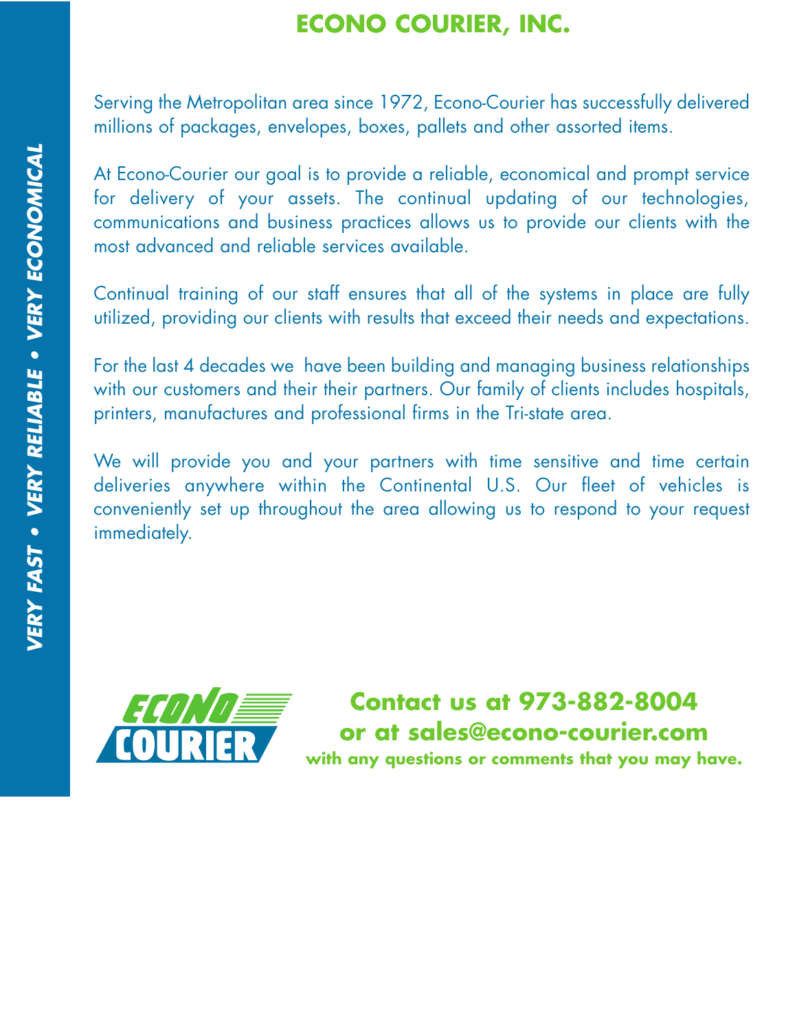# ECONO COURIER, INC.

*VERY FAST • VERY RELIABLE • VERY ECONOMICAL*

Serving the Metropolitan area since 1972, Econo-Courier has successfully delivered millions of packages, envelopes, boxes, pallets and other assorted items.

At Econo-Courier our goal is to provide a reliable, economical and prompt service for delivery of your assets. The continual updating of our technologies, communications and business practices allows us to provide our clients with the most advanced and reliable services available.

Continual training of our staff ensures that all of the systems in place are fully utilized, providing our clients with results that exceed their needs and expectations.

For the last 4 decades we  have been building and managing business relationships with our customers and their their partners. Our family of clients includes hospitals, printers, manufactures and professional firms in the Tri-state area.

We will provide you and your partners with time sensitive and time certain deliveries anywhere within the Continental U.S. Our fleet of vehicles is conveniently set up throughout the area allowing us to respond to your request immediately.

ECONO COURIER

**Contact us at 973-882-8004**
**or at sales@econo-courier.com**
**with any questions or comments that you may have.**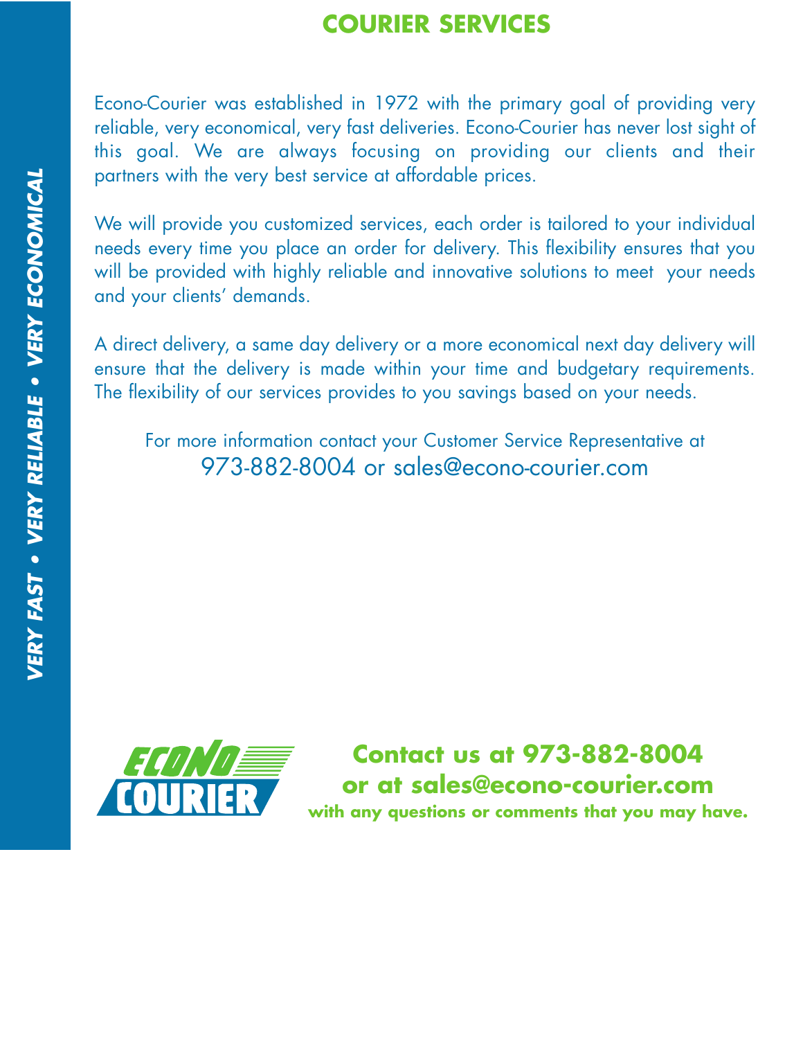## COURIER SERVICES

*VERY FAST • VERY RELIABLE • VERY ECONOMICAL*

Econo-Courier was established in 1972 with the primary goal of providing very reliable, very economical, very fast deliveries. Econo-Courier has never lost sight of this goal. We are always focusing on providing our clients and their partners with the very best service at affordable prices.

We will provide you customized services, each order is tailored to your individual needs every time you place an order for delivery. This flexibility ensures that you will be provided with highly reliable and innovative solutions to meet your needs and your clients' demands.

A direct delivery, a same day delivery or a more economical next day delivery will ensure that the delivery is made within your time and budgetary requirements. The flexibility of our services provides to you savings based on your needs.

For more information contact your Customer Service Representative at
973-882-8004 or sales@econo-courier.com

ECONO COURIER

**Contact us at 973-882-8004**
**or at sales@econo-courier.com**
**with any questions or comments that you may have.**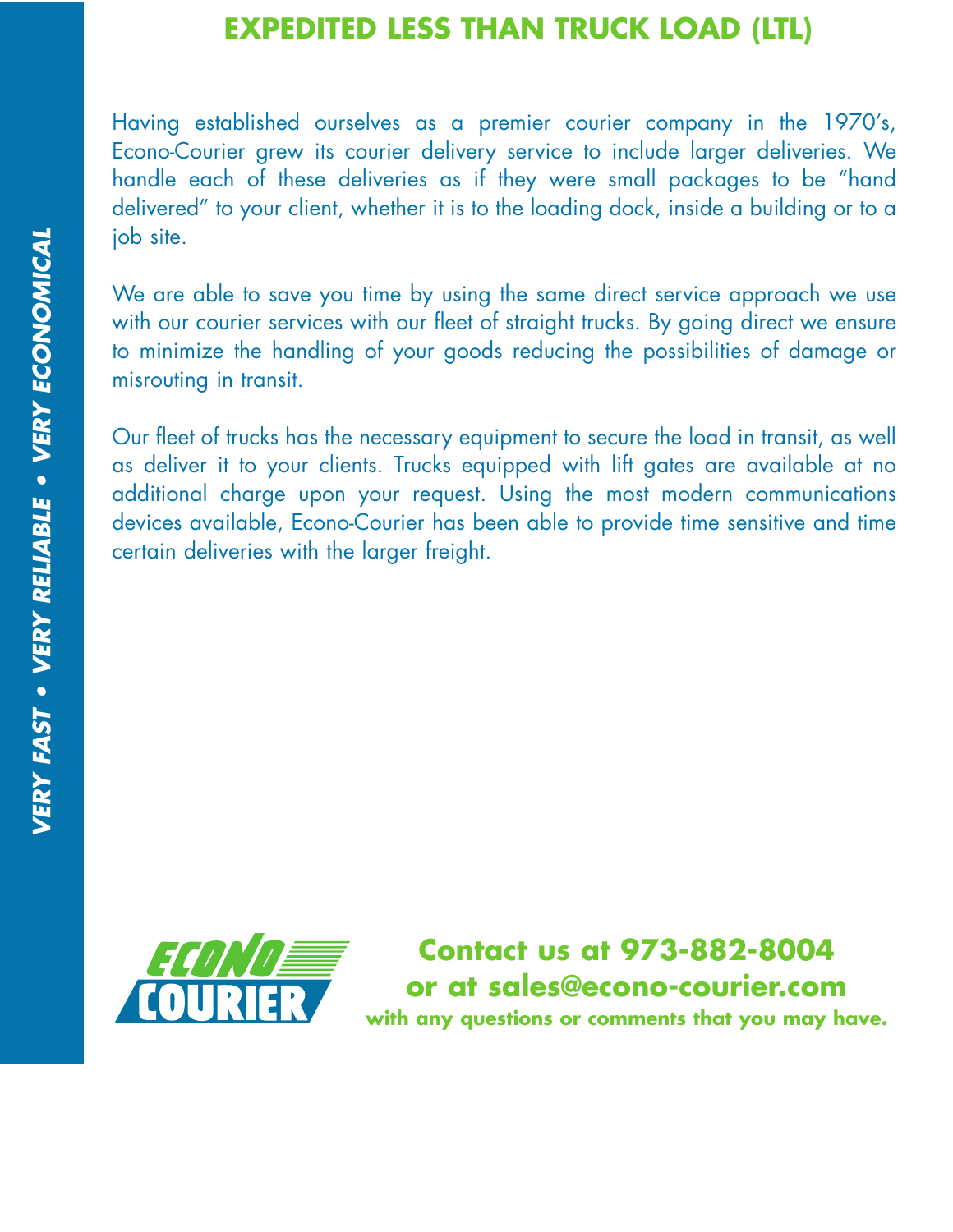# EXPEDITED LESS THAN TRUCK LOAD (LTL)

Having established ourselves as a premier courier company in the 1970's, Econo-Courier grew its courier delivery service to include larger deliveries. We handle each of these deliveries as if they were small packages to be "hand delivered" to your client, whether it is to the loading dock, inside a building or to a job site.

We are able to save you time by using the same direct service approach we use with our courier services with our fleet of straight trucks. By going direct we ensure to minimize the handling of your goods reducing the possibilities of damage or misrouting in transit.

Our fleet of trucks has the necessary equipment to secure the load in transit, as well as deliver it to your clients. Trucks equipped with lift gates are available at no additional charge upon your request. Using the most modern communications devices available, Econo-Courier has been able to provide time sensitive and time certain deliveries with the larger freight.

***VERY FAST • VERY RELIABLE • VERY ECONOMICAL***

ECONO COURIER

**Contact us at 973-882-8004**
**or at sales@econo-courier.com**
**with any questions or comments that you may have.**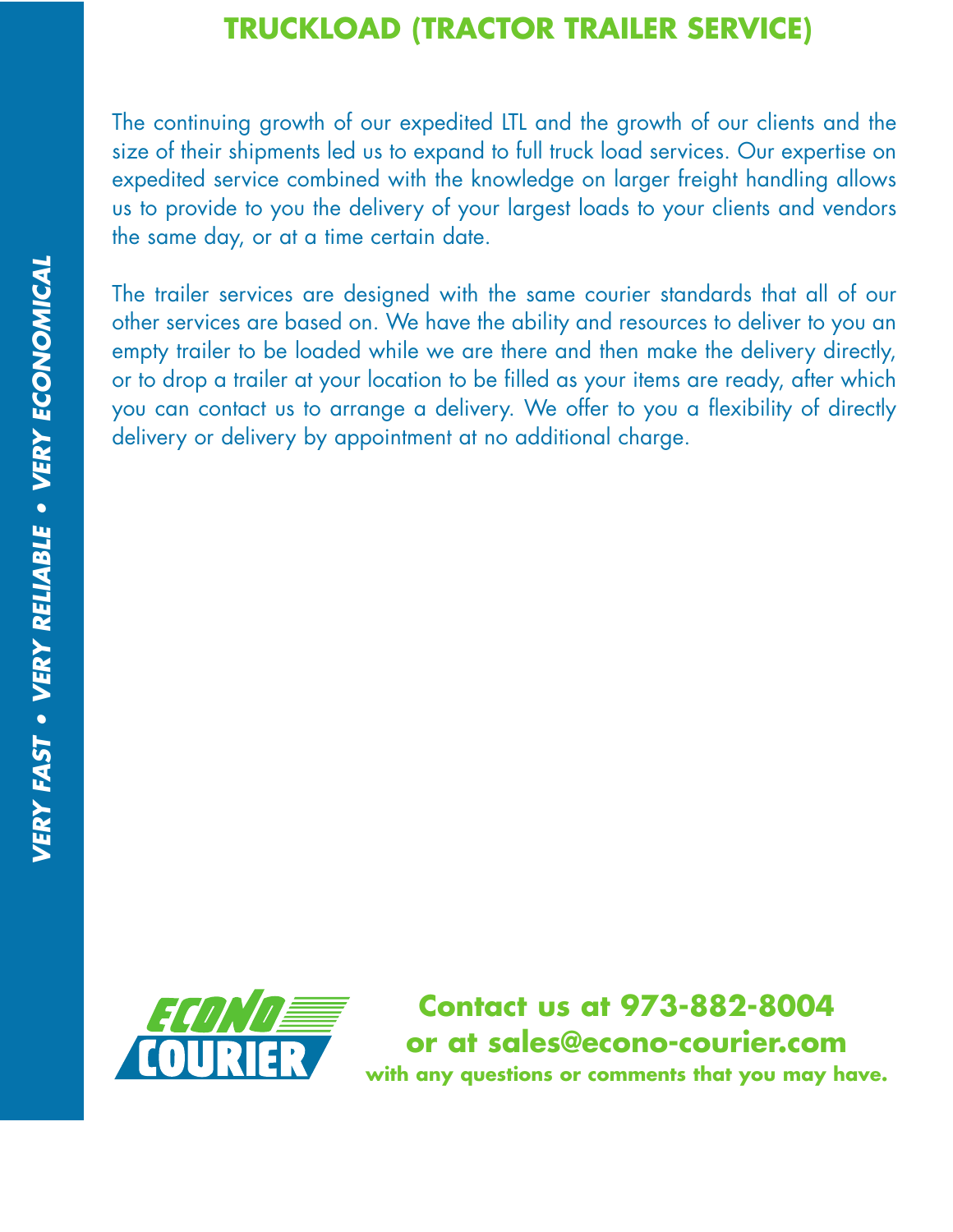# TRUCKLOAD (TRACTOR TRAILER SERVICE)

The continuing growth of our expedited LTL and the growth of our clients and the size of their shipments led us to expand to full truck load services. Our expertise on expedited service combined with the knowledge on larger freight handling allows us to provide to you the delivery of your largest loads to your clients and vendors the same day, or at a time certain date.

The trailer services are designed with the same courier standards that all of our other services are based on. We have the ability and resources to deliver to you an empty trailer to be loaded while we are there and then make the delivery directly, or to drop a trailer at your location to be filled as your items are ready, after which you can contact us to arrange a delivery. We offer to you a flexibility of directly delivery or delivery by appointment at no additional charge.

***VERY FAST • VERY RELIABLE • VERY ECONOMICAL***

ECONO COURIER

**Contact us at 973-882-8004**
**or at sales@econo-courier.com**
**with any questions or comments that you may have.**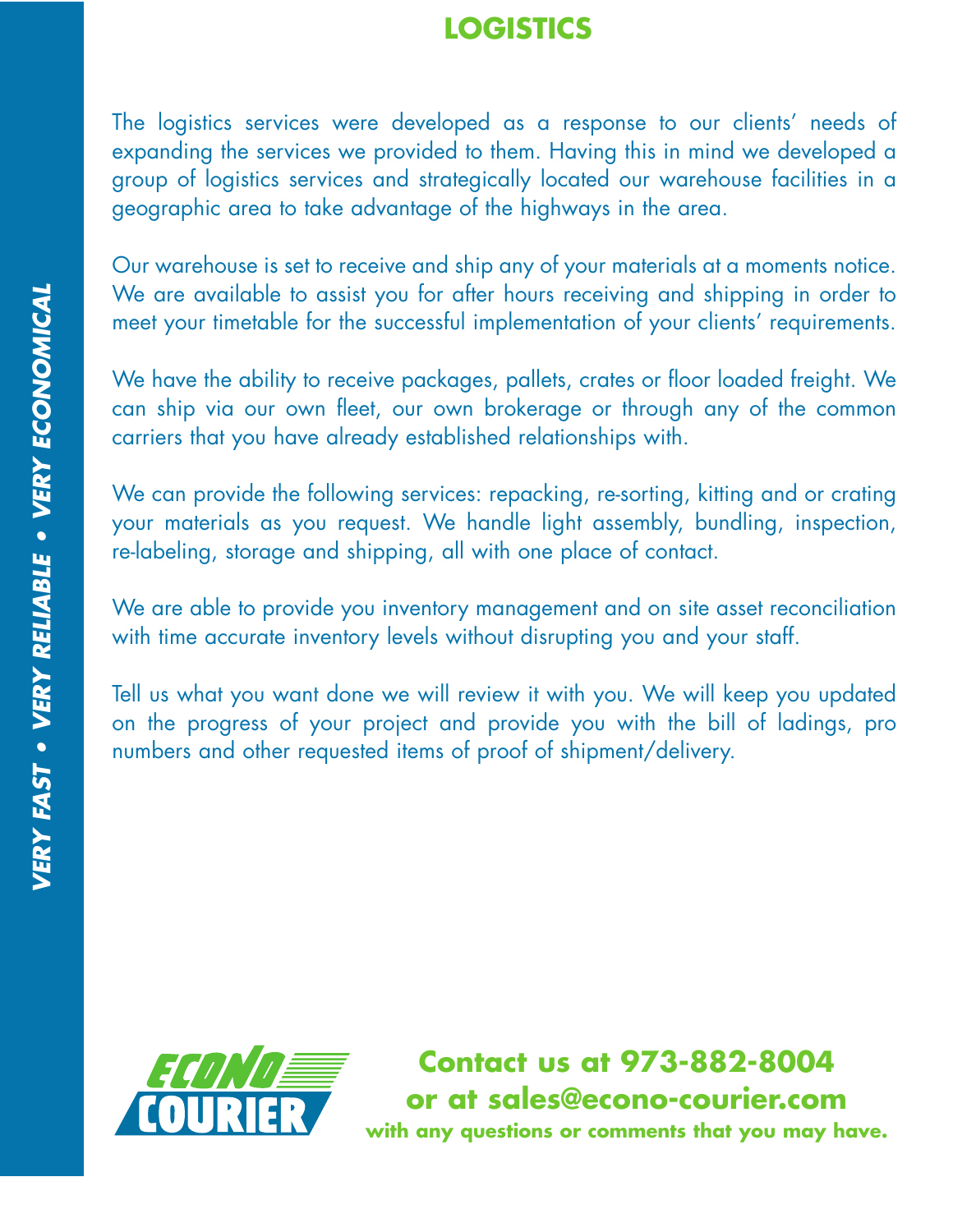# LOGISTICS

The logistics services were developed as a response to our clients' needs of expanding the services we provided to them. Having this in mind we developed a group of logistics services and strategically located our warehouse facilities in a geographic area to take advantage of the highways in the area.

Our warehouse is set to receive and ship any of your materials at a moments notice. We are available to assist you for after hours receiving and shipping in order to meet your timetable for the successful implementation of your clients' requirements.

We have the ability to receive packages, pallets, crates or floor loaded freight. We can ship via our own fleet, our own brokerage or through any of the common carriers that you have already established relationships with.

We can provide the following services: repacking, re-sorting, kitting and or crating your materials as you request. We handle light assembly, bundling, inspection, re-labeling, storage and shipping, all with one place of contact.

We are able to provide you inventory management and on site asset reconciliation with time accurate inventory levels without disrupting you and your staff.

Tell us what you want done we will review it with you. We will keep you updated on the progress of your project and provide you with the bill of ladings, pro numbers and other requested items of proof of shipment/delivery.

*VERY FAST • VERY RELIABLE • VERY ECONOMICAL*

ECONO COURIER

**Contact us at 973-882-8004**
**or at sales@econo-courier.com**
**with any questions or comments that you may have.**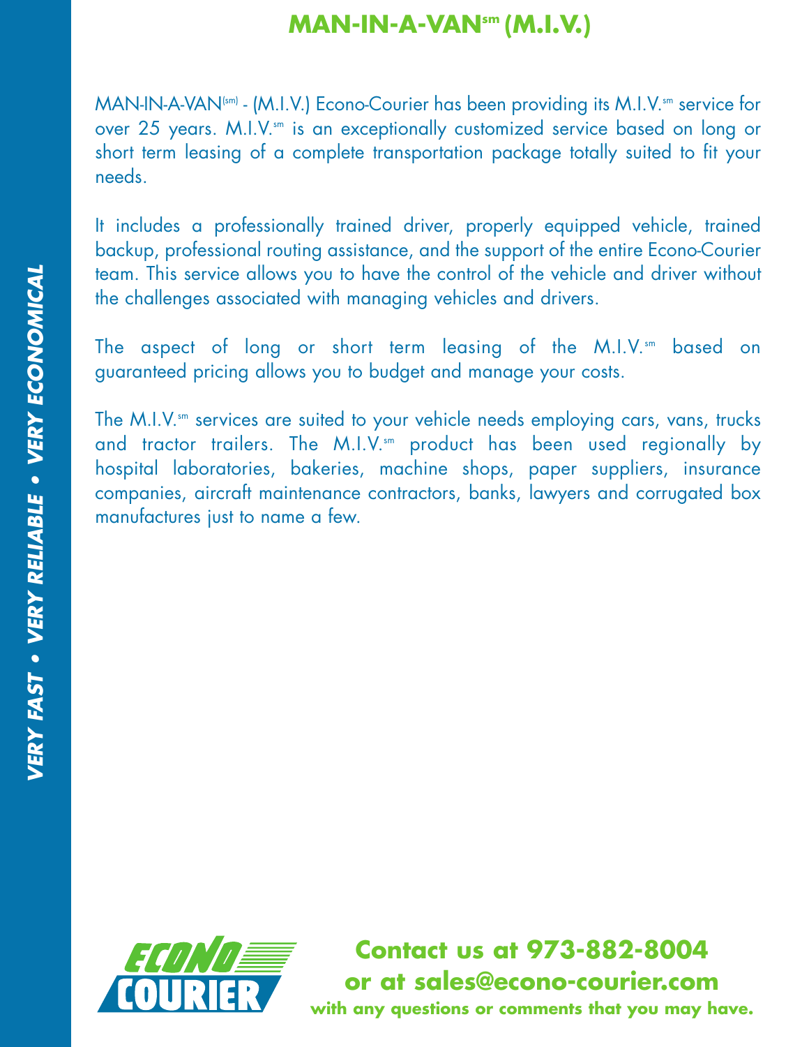# MAN-IN-A-VAN[sm] (M.I.V.)

MAN-IN-A-VAN(sm) - (M.I.V.) Econo-Courier has been providing its M.I.V.[sm] service for over 25 years. M.I.V.[sm] is an exceptionally customized service based on long or short term leasing of a complete transportation package totally suited to fit your needs.

It includes a professionally trained driver, properly equipped vehicle, trained backup, professional routing assistance, and the support of the entire Econo-Courier team. This service allows you to have the control of the vehicle and driver without the challenges associated with managing vehicles and drivers.

The aspect of long or short term leasing of the M.I.V.[sm] based on guaranteed pricing allows you to budget and manage your costs.

The M.I.V.[sm] services are suited to your vehicle needs employing cars, vans, trucks and tractor trailers. The M.I.V.[sm] product has been used regionally by hospital laboratories, bakeries, machine shops, paper suppliers, insurance companies, aircraft maintenance contractors, banks, lawyers and corrugated box manufactures just to name a few.

*VERY FAST • VERY RELIABLE • VERY ECONOMICAL*

ECONO COURIER

**Contact us at 973-882-8004**
**or at sales@econo-courier.com**
**with any questions or comments that you may have.**